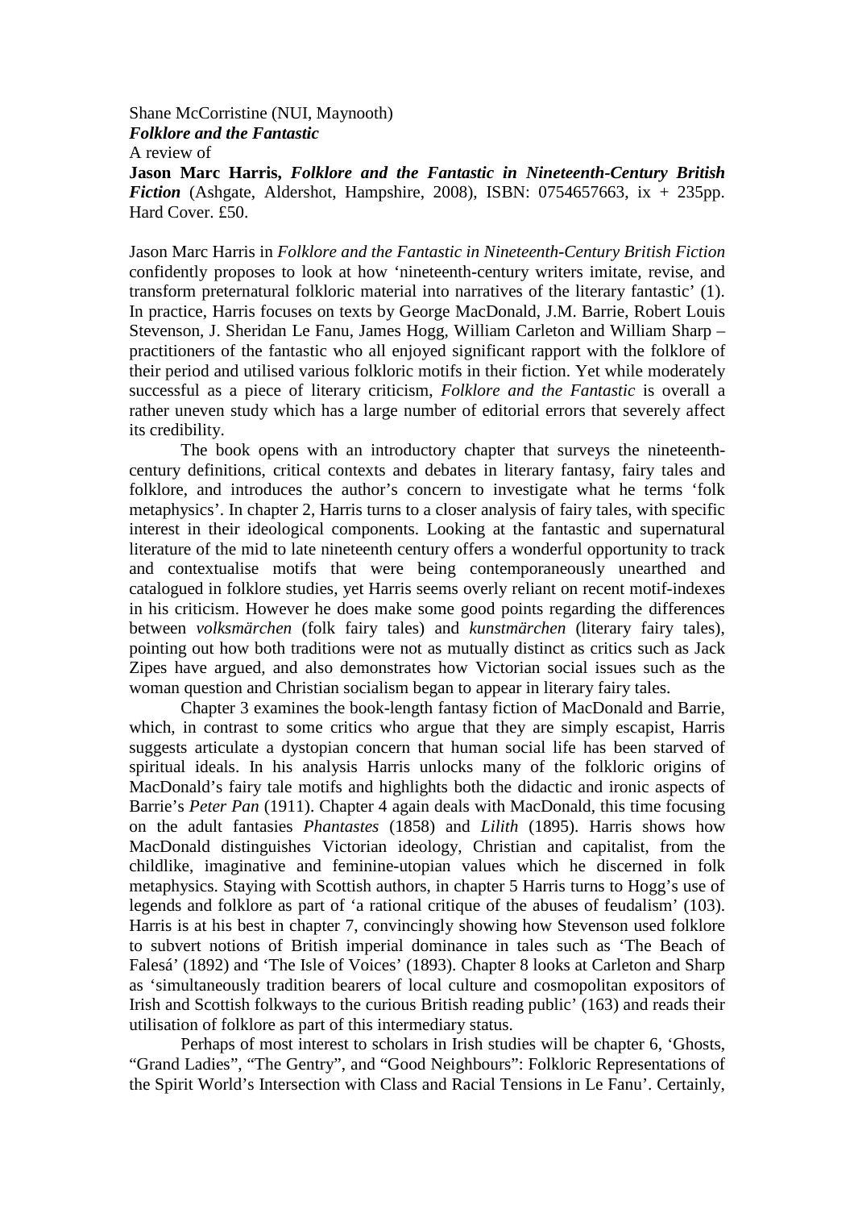Shane McCorristine (NUI, Maynooth)

***Folklore and the Fantastic***

A review of

**Jason Marc Harris, *Folklore and the Fantastic in Nineteenth-Century British Fiction*** (Ashgate, Aldershot, Hampshire, 2008), ISBN: 0754657663, ix + 235pp. Hard Cover. £50.

Jason Marc Harris in *Folklore and the Fantastic in Nineteenth-Century British Fiction* confidently proposes to look at how 'nineteenth-century writers imitate, revise, and transform preternatural folkloric material into narratives of the literary fantastic' (1). In practice, Harris focuses on texts by George MacDonald, J.M. Barrie, Robert Louis Stevenson, J. Sheridan Le Fanu, James Hogg, William Carleton and William Sharp – practitioners of the fantastic who all enjoyed significant rapport with the folklore of their period and utilised various folkloric motifs in their fiction. Yet while moderately successful as a piece of literary criticism, *Folklore and the Fantastic* is overall a rather uneven study which has a large number of editorial errors that severely affect its credibility.

The book opens with an introductory chapter that surveys the nineteenth-century definitions, critical contexts and debates in literary fantasy, fairy tales and folklore, and introduces the author's concern to investigate what he terms 'folk metaphysics'. In chapter 2, Harris turns to a closer analysis of fairy tales, with specific interest in their ideological components. Looking at the fantastic and supernatural literature of the mid to late nineteenth century offers a wonderful opportunity to track and contextualise motifs that were being contemporaneously unearthed and catalogued in folklore studies, yet Harris seems overly reliant on recent motif-indexes in his criticism. However he does make some good points regarding the differences between *volksmärchen* (folk fairy tales) and *kunstmärchen* (literary fairy tales), pointing out how both traditions were not as mutually distinct as critics such as Jack Zipes have argued, and also demonstrates how Victorian social issues such as the woman question and Christian socialism began to appear in literary fairy tales.

Chapter 3 examines the book-length fantasy fiction of MacDonald and Barrie, which, in contrast to some critics who argue that they are simply escapist, Harris suggests articulate a dystopian concern that human social life has been starved of spiritual ideals. In his analysis Harris unlocks many of the folkloric origins of MacDonald's fairy tale motifs and highlights both the didactic and ironic aspects of Barrie's *Peter Pan* (1911). Chapter 4 again deals with MacDonald, this time focusing on the adult fantasies *Phantastes* (1858) and *Lilith* (1895). Harris shows how MacDonald distinguishes Victorian ideology, Christian and capitalist, from the childlike, imaginative and feminine-utopian values which he discerned in folk metaphysics. Staying with Scottish authors, in chapter 5 Harris turns to Hogg's use of legends and folklore as part of 'a rational critique of the abuses of feudalism' (103). Harris is at his best in chapter 7, convincingly showing how Stevenson used folklore to subvert notions of British imperial dominance in tales such as 'The Beach of Falesá' (1892) and 'The Isle of Voices' (1893). Chapter 8 looks at Carleton and Sharp as 'simultaneously tradition bearers of local culture and cosmopolitan expositors of Irish and Scottish folkways to the curious British reading public' (163) and reads their utilisation of folklore as part of this intermediary status.

Perhaps of most interest to scholars in Irish studies will be chapter 6, 'Ghosts, "Grand Ladies", "The Gentry", and "Good Neighbours": Folkloric Representations of the Spirit World's Intersection with Class and Racial Tensions in Le Fanu'. Certainly,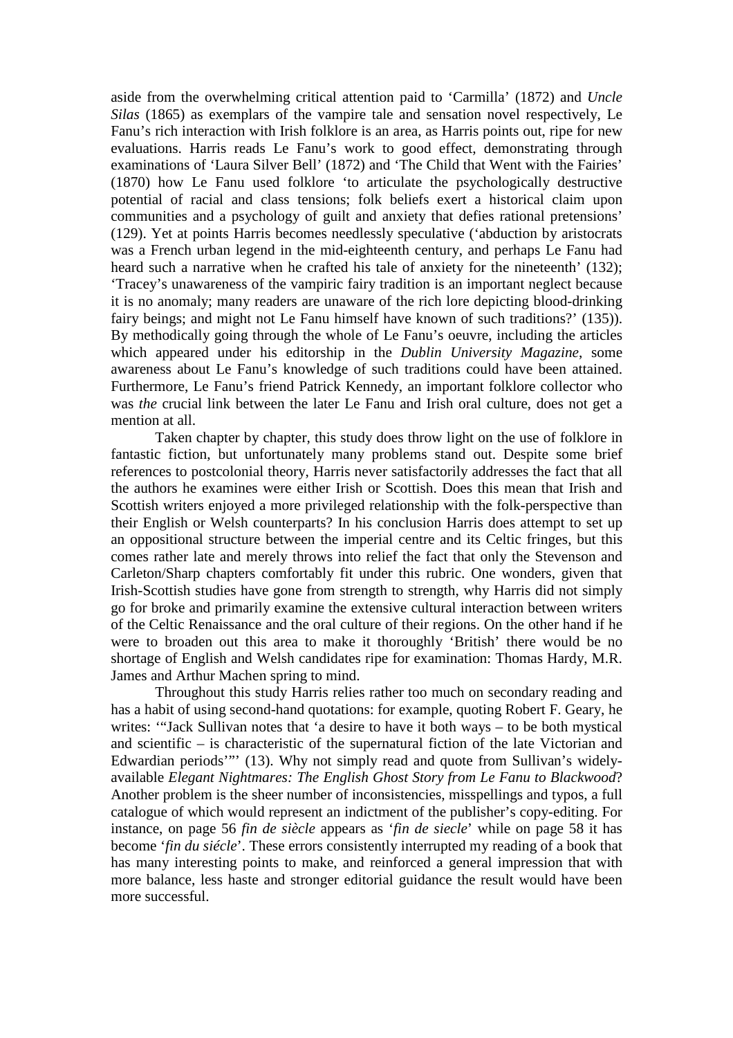aside from the overwhelming critical attention paid to 'Carmilla' (1872) and *Uncle Silas* (1865) as exemplars of the vampire tale and sensation novel respectively, Le Fanu's rich interaction with Irish folklore is an area, as Harris points out, ripe for new evaluations. Harris reads Le Fanu's work to good effect, demonstrating through examinations of 'Laura Silver Bell' (1872) and 'The Child that Went with the Fairies' (1870) how Le Fanu used folklore 'to articulate the psychologically destructive potential of racial and class tensions; folk beliefs exert a historical claim upon communities and a psychology of guilt and anxiety that defies rational pretensions' (129). Yet at points Harris becomes needlessly speculative ('abduction by aristocrats was a French urban legend in the mid-eighteenth century, and perhaps Le Fanu had heard such a narrative when he crafted his tale of anxiety for the nineteenth' (132); 'Tracey's unawareness of the vampiric fairy tradition is an important neglect because it is no anomaly; many readers are unaware of the rich lore depicting blood-drinking fairy beings; and might not Le Fanu himself have known of such traditions?' (135)). By methodically going through the whole of Le Fanu's oeuvre, including the articles which appeared under his editorship in the *Dublin University Magazine*, some awareness about Le Fanu's knowledge of such traditions could have been attained. Furthermore, Le Fanu's friend Patrick Kennedy, an important folklore collector who was *the* crucial link between the later Le Fanu and Irish oral culture, does not get a mention at all.

Taken chapter by chapter, this study does throw light on the use of folklore in fantastic fiction, but unfortunately many problems stand out. Despite some brief references to postcolonial theory, Harris never satisfactorily addresses the fact that all the authors he examines were either Irish or Scottish. Does this mean that Irish and Scottish writers enjoyed a more privileged relationship with the folk-perspective than their English or Welsh counterparts? In his conclusion Harris does attempt to set up an oppositional structure between the imperial centre and its Celtic fringes, but this comes rather late and merely throws into relief the fact that only the Stevenson and Carleton/Sharp chapters comfortably fit under this rubric. One wonders, given that Irish-Scottish studies have gone from strength to strength, why Harris did not simply go for broke and primarily examine the extensive cultural interaction between writers of the Celtic Renaissance and the oral culture of their regions. On the other hand if he were to broaden out this area to make it thoroughly 'British' there would be no shortage of English and Welsh candidates ripe for examination: Thomas Hardy, M.R. James and Arthur Machen spring to mind.

Throughout this study Harris relies rather too much on secondary reading and has a habit of using second-hand quotations: for example, quoting Robert F. Geary, he writes: '"Jack Sullivan notes that 'a desire to have it both ways – to be both mystical and scientific – is characteristic of the supernatural fiction of the late Victorian and Edwardian periods'"' (13). Why not simply read and quote from Sullivan's widely-available *Elegant Nightmares: The English Ghost Story from Le Fanu to Blackwood*? Another problem is the sheer number of inconsistencies, misspellings and typos, a full catalogue of which would represent an indictment of the publisher's copy-editing. For instance, on page 56 *fin de siècle* appears as '*fin de siecle*' while on page 58 it has become '*fin du siécle*'. These errors consistently interrupted my reading of a book that has many interesting points to make, and reinforced a general impression that with more balance, less haste and stronger editorial guidance the result would have been more successful.